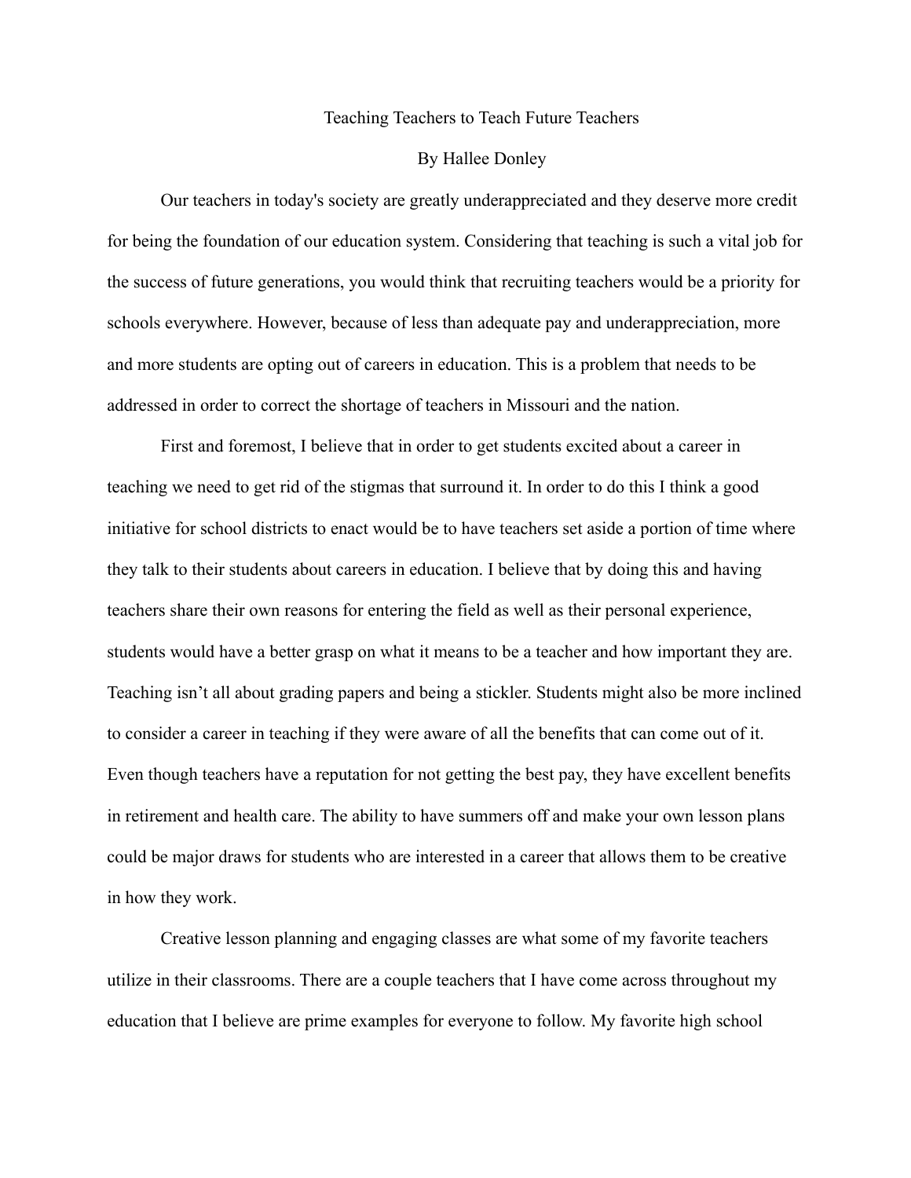# Teaching Teachers to Teach Future Teachers

By Hallee Donley

Our teachers in today's society are greatly underappreciated and they deserve more credit for being the foundation of our education system. Considering that teaching is such a vital job for the success of future generations, you would think that recruiting teachers would be a priority for schools everywhere. However, because of less than adequate pay and underappreciation, more and more students are opting out of careers in education. This is a problem that needs to be addressed in order to correct the shortage of teachers in Missouri and the nation.

First and foremost, I believe that in order to get students excited about a career in teaching we need to get rid of the stigmas that surround it. In order to do this I think a good initiative for school districts to enact would be to have teachers set aside a portion of time where they talk to their students about careers in education. I believe that by doing this and having teachers share their own reasons for entering the field as well as their personal experience, students would have a better grasp on what it means to be a teacher and how important they are. Teaching isn't all about grading papers and being a stickler. Students might also be more inclined to consider a career in teaching if they were aware of all the benefits that can come out of it. Even though teachers have a reputation for not getting the best pay, they have excellent benefits in retirement and health care. The ability to have summers off and make your own lesson plans could be major draws for students who are interested in a career that allows them to be creative in how they work.

Creative lesson planning and engaging classes are what some of my favorite teachers utilize in their classrooms. There are a couple teachers that I have come across throughout my education that I believe are prime examples for everyone to follow. My favorite high school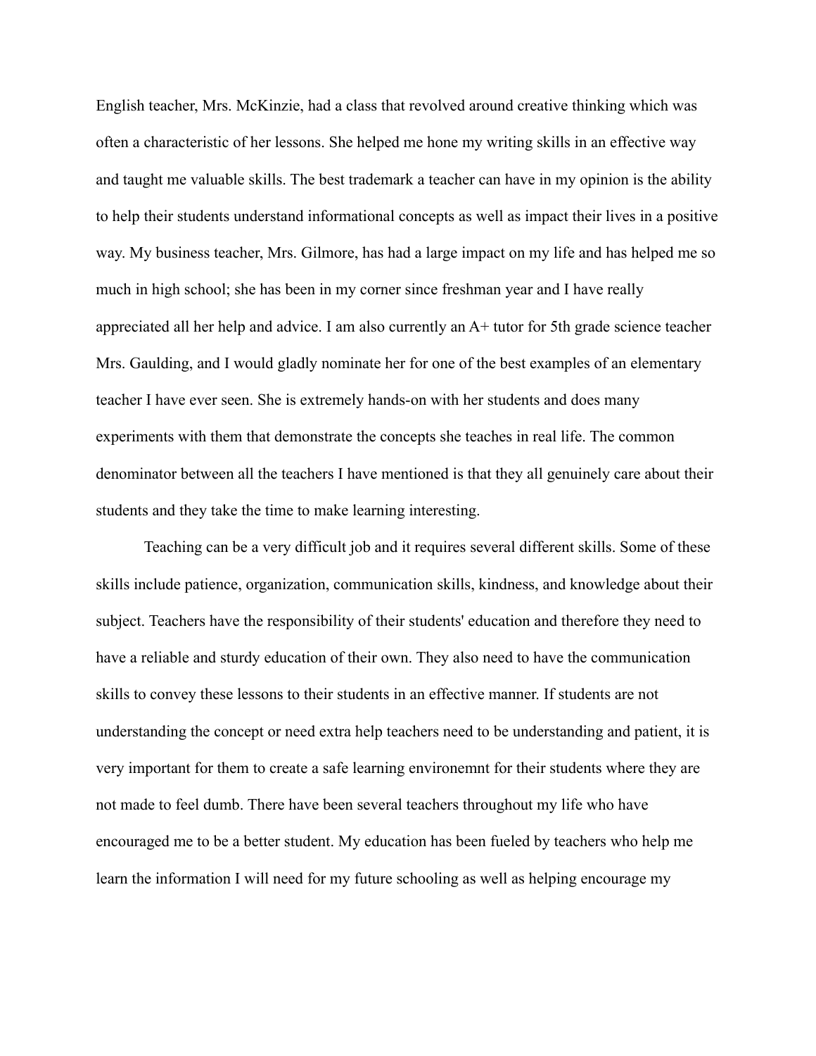English teacher, Mrs. McKinzie, had a class that revolved around creative thinking which was often a characteristic of her lessons. She helped me hone my writing skills in an effective way and taught me valuable skills. The best trademark a teacher can have in my opinion is the ability to help their students understand informational concepts as well as impact their lives in a positive way. My business teacher, Mrs. Gilmore, has had a large impact on my life and has helped me so much in high school; she has been in my corner since freshman year and I have really appreciated all her help and advice. I am also currently an A+ tutor for 5th grade science teacher Mrs. Gaulding, and I would gladly nominate her for one of the best examples of an elementary teacher I have ever seen. She is extremely hands-on with her students and does many experiments with them that demonstrate the concepts she teaches in real life. The common denominator between all the teachers I have mentioned is that they all genuinely care about their students and they take the time to make learning interesting.

Teaching can be a very difficult job and it requires several different skills. Some of these skills include patience, organization, communication skills, kindness, and knowledge about their subject. Teachers have the responsibility of their students' education and therefore they need to have a reliable and sturdy education of their own. They also need to have the communication skills to convey these lessons to their students in an effective manner. If students are not understanding the concept or need extra help teachers need to be understanding and patient, it is very important for them to create a safe learning environemnt for their students where they are not made to feel dumb. There have been several teachers throughout my life who have encouraged me to be a better student. My education has been fueled by teachers who help me learn the information I will need for my future schooling as well as helping encourage my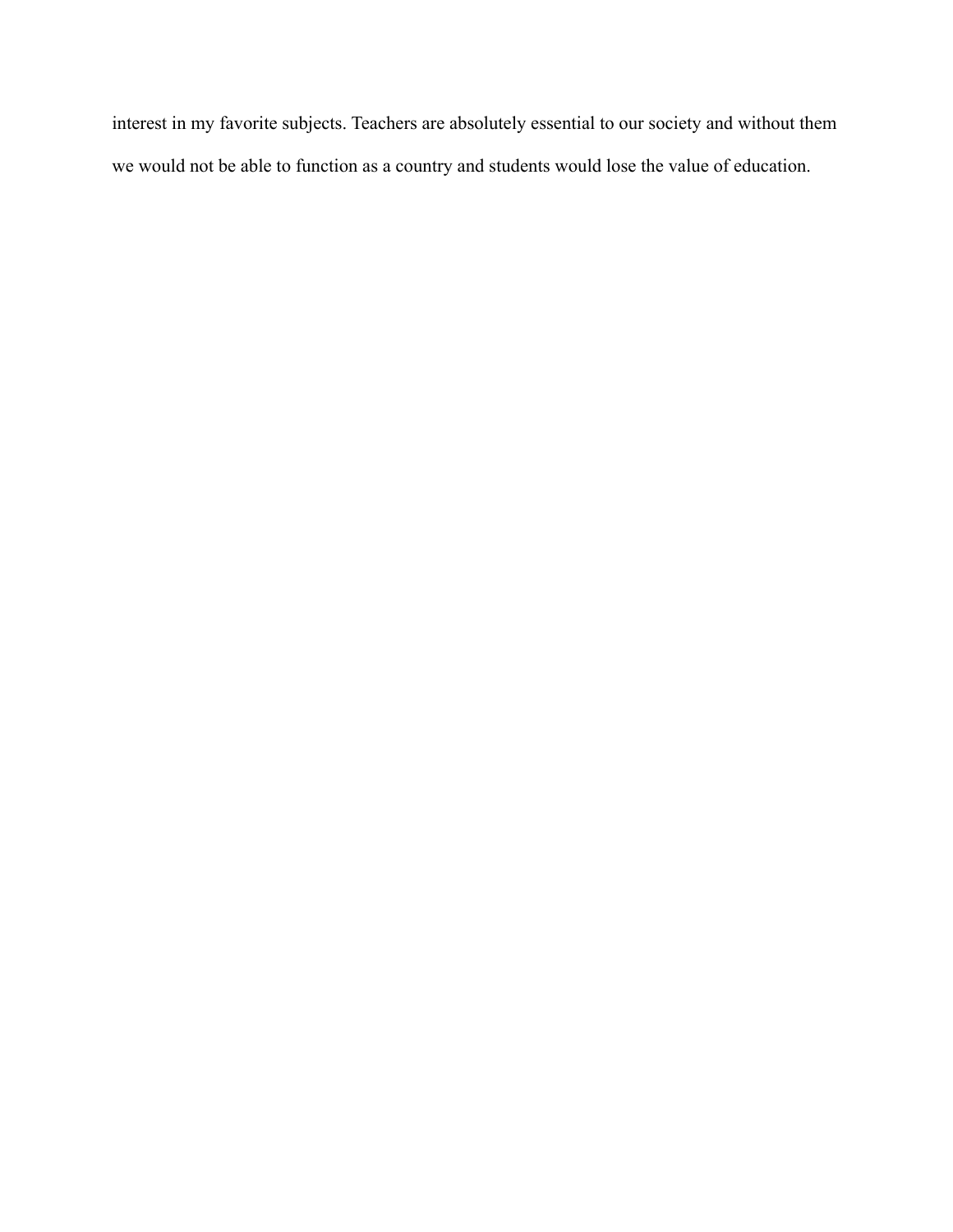interest in my favorite subjects. Teachers are absolutely essential to our society and without them we would not be able to function as a country and students would lose the value of education.